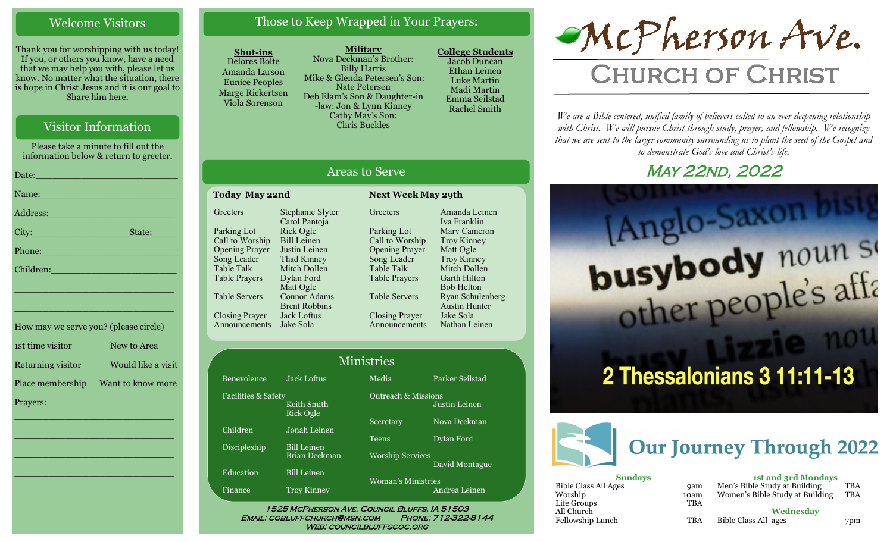## Welcome Visitors

Thank you for worshipping with us today! If you, or others you know, have a need that we may help you with, please let us know. No matter what the situation, there is hope in Christ Jesus and it is our goal to Share him here.

## Visitor Information

Please take a minute to fill out the information below & return to greeter.

Date:___________________________

Name:___________________________

Address:_________________________

City:__________________State:_____

Phone:___________________________

Children:_________________________

_______________________________

_______________________________

How may we serve you? (please circle)

| | |
|---|---|
| 1st time visitor | New to Area |
| Returning visitor | Would like a visit |
| Place membership | Want to know more |

Prayers:

_______________________________

_______________________________

_______________________________

_______________________________

## Those to Keep Wrapped in Your Prayers:

**Shut-ins**
Delores Bolte
Amanda Larson
Eunice Peoples
Marge Rickertsen
Viola Sorenson

**Military**
Nova Deckman's Brother: Billy Harris
Mike & Glenda Petersen's Son: Nate Petersen
Deb Elam's Son & Daughter-in-law: Jon & Lynn Kinney
Cathy May's Son: Chris Buckles

**College Students**
Jacob Duncan
Ethan Leinen
Luke Martin
Madi Martin
Emma Seilstad
Rachel Smith

## Areas to Serve

| **Today May 22nd** | | **Next Week May 29th** | |
|---|---|---|---|
| Greeters | Stephanie Slyter, Carol Pantoja | Greeters | Amanda Leinen, Iva Franklin |
| Parking Lot | Rick Ogle | Parking Lot | Marv Cameron |
| Call to Worship | Bill Leinen | Call to Worship | Troy Kinney |
| Opening Prayer | Justin Leinen | Opening Prayer | Matt Ogle |
| Song Leader | Thad Kinney | Song Leader | Troy Kinney |
| Table Talk | Mitch Dollen | Table Talk | Mitch Dollen |
| Table Prayers | Dylan Ford, Matt Ogle | Table Prayers | Garth Hilton, Bob Helton |
| Table Servers | Connor Adams, Brent Robbins | Table Servers | Ryan Schulenberg, Austin Hunter |
| Closing Prayer | Jack Loftus | Closing Prayer | Jake Sola |
| Announcements | Jake Sola | Announcements | Nathan Leinen |

## Ministries

| | | | |
|---|---|---|---|
| Benevolence | Jack Loftus | Media | Parker Seilstad |
| Facilities & Safety | Keith Smith, Rick Ogle | Outreach & Missions | Justin Leinen |
| Children | Jonah Leinen | Secretary | Nova Deckman |
| Discipleship | Bill Leinen, Brian Deckman | Teens | Dylan Ford |
| Education | Bill Leinen | Worship Services | David Montague |
| Finance | Troy Kinney | Woman's Ministries | Andrea Leinen |

1525 McPherson Ave. Council Bluffs, IA 51503
Email: cobluffchurch@msn.com Phone: 712-322-8144
Web: councilbluffscoc.org

# McPherson Ave. Church of Christ

*We are a Bible centered, unified family of believers called to an ever-deepening relationship with Christ. We will pursue Christ through study, prayer, and fellowship. We recognize that we are sent to the larger community surrounding us to plant the seed of the Gospel and to demonstrate God's love and Christ's life.*

## May 22nd, 2022

**2 Thessalonians 3 11:11-13**

## Our Journey Through 2022

| **Sundays** | | **1st and 3rd Mondays** | |
|---|---|---|---|
| Bible Class All Ages | 9am | Men's Bible Study at Building | TBA |
| Worship | 10am | Women's Bible Study at Building | TBA |
| Life Groups | TBA | | |
| All Church | | **Wednesday** | |
| Fellowship Lunch | TBA | Bible Class All ages | 7pm |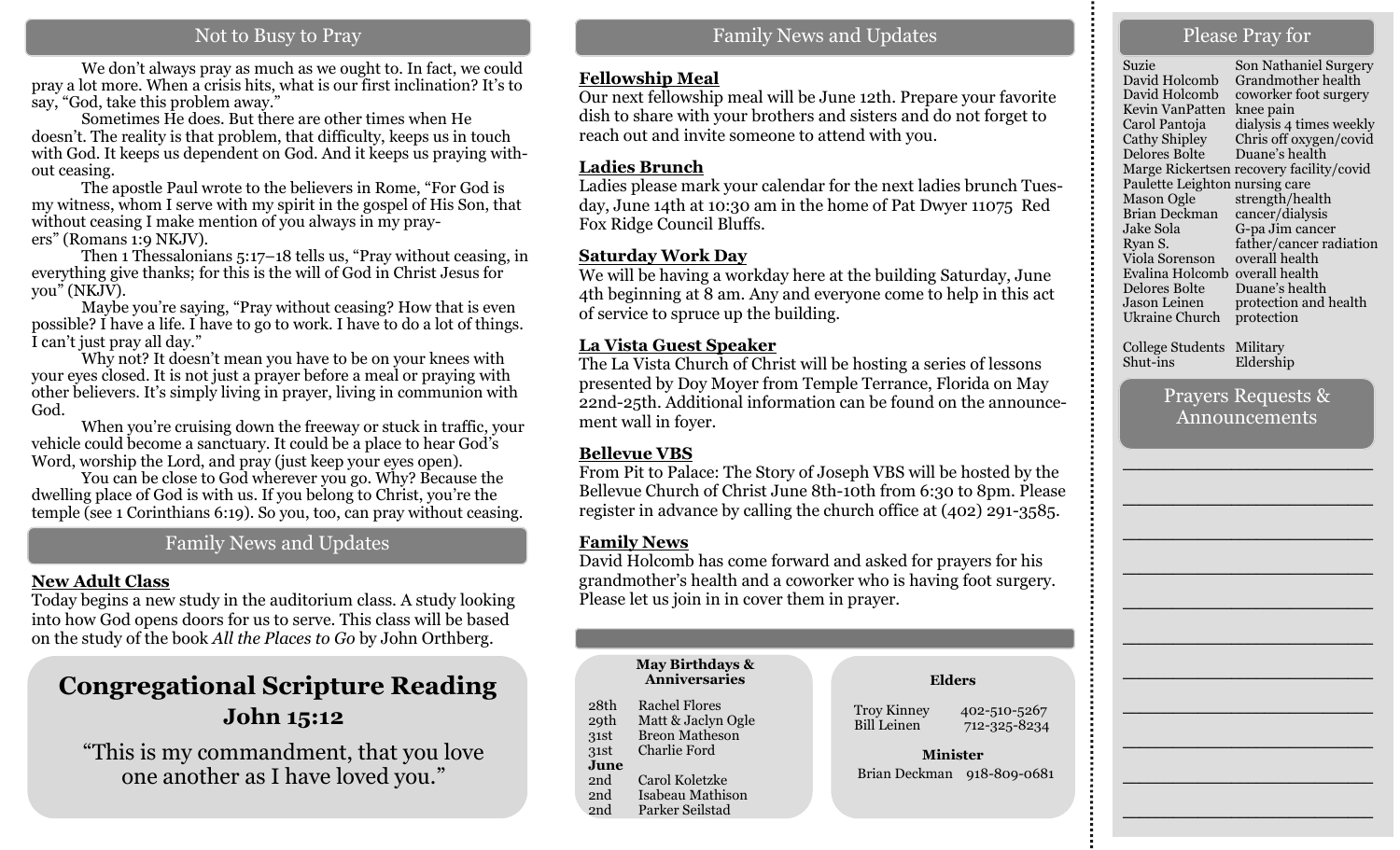## Not to Busy to Pray

We don't always pray as much as we ought to. In fact, we could pray a lot more. When a crisis hits, what is our first inclination? It's to say, "God, take this problem away."

Sometimes He does. But there are other times when He doesn't. The reality is that problem, that difficulty, keeps us in touch with God. It keeps us dependent on God. And it keeps us praying without ceasing.

The apostle Paul wrote to the believers in Rome, "For God is my witness, whom I serve with my spirit in the gospel of His Son, that without ceasing I make mention of you always in my prayers" (Romans 1:9 NKJV).

Then 1 Thessalonians 5:17–18 tells us, "Pray without ceasing, in everything give thanks; for this is the will of God in Christ Jesus for you" (NKJV).

Maybe you're saying, "Pray without ceasing? How that is even possible? I have a life. I have to go to work. I have to do a lot of things. I can't just pray all day."

Why not? It doesn't mean you have to be on your knees with your eyes closed. It is not just a prayer before a meal or praying with other believers. It's simply living in prayer, living in communion with God.

When you're cruising down the freeway or stuck in traffic, your vehicle could become a sanctuary. It could be a place to hear God's Word, worship the Lord, and pray (just keep your eyes open).

You can be close to God wherever you go. Why? Because the dwelling place of God is with us. If you belong to Christ, you're the temple (see 1 Corinthians 6:19). So you, too, can pray without ceasing.

## Family News and Updates

**New Adult Class**

Today begins a new study in the auditorium class. A study looking into how God opens doors for us to serve. This class will be based on the study of the book *All the Places to Go* by John Orthberg.

## Congregational Scripture Reading

### John 15:12

"This is my commandment, that you love one another as I have loved you."

## Family News and Updates

**Fellowship Meal**

Our next fellowship meal will be June 12th. Prepare your favorite dish to share with your brothers and sisters and do not forget to reach out and invite someone to attend with you.

**Ladies Brunch**

Ladies please mark your calendar for the next ladies brunch Tuesday, June 14th at 10:30 am in the home of Pat Dwyer 11075 Red Fox Ridge Council Bluffs.

**Saturday Work Day**

We will be having a workday here at the building Saturday, June 4th beginning at 8 am. Any and everyone come to help in this act of service to spruce up the building.

**La Vista Guest Speaker**

The La Vista Church of Christ will be hosting a series of lessons presented by Doy Moyer from Temple Terrance, Florida on May 22nd-25th. Additional information can be found on the announcement wall in foyer.

**Bellevue VBS**

From Pit to Palace: The Story of Joseph VBS will be hosted by the Bellevue Church of Christ June 8th-10th from 6:30 to 8pm. Please register in advance by calling the church office at (402) 291-3585.

**Family News**

David Holcomb has come forward and asked for prayers for his grandmother's health and a coworker who is having foot surgery. Please let us join in in cover them in prayer.

**May Birthdays & Anniversaries**

| | |
|---|---|
| 28th | Rachel Flores |
| 29th | Matt & Jaclyn Ogle |
| 31st | Breon Matheson |
| 31st | Charlie Ford |
| **June** | |
| 2nd | Carol Koletzke |
| 2nd | Isabeau Mathison |
| 2nd | Parker Seilstad |

**Elders**

| | |
|---|---|
| Troy Kinney | 402-510-5267 |
| Bill Leinen | 712-325-8234 |

**Minister**

| | |
|---|---|
| Brian Deckman | 918-809-0681 |

## Please Pray for

| | |
|---|---|
| Suzie | Son Nathaniel Surgery |
| David Holcomb | Grandmother health |
| David Holcomb | coworker foot surgery |
| Kevin VanPatten | knee pain |
| Carol Pantoja | dialysis 4 times weekly |
| Cathy Shipley | Chris off oxygen/covid |
| Delores Bolte | Duane's health |
| Marge Rickertsen | recovery facility/covid |
| Paulette Leighton | nursing care |
| Mason Ogle | strength/health |
| Brian Deckman | cancer/dialysis |
| Jake Sola | G-pa Jim cancer |
| Ryan S. | father/cancer radiation |
| Viola Sorenson | overall health |
| Evalina Holcomb | overall health |
| Delores Bolte | Duane's health |
| Jason Leinen | protection and health |
| Ukraine Church | protection |
| | |
| College Students | Military |
| Shut-ins | Eldership |

## Prayers Requests & Announcements

___________________________

___________________________

___________________________

___________________________

___________________________

___________________________

___________________________

___________________________

___________________________

___________________________

___________________________